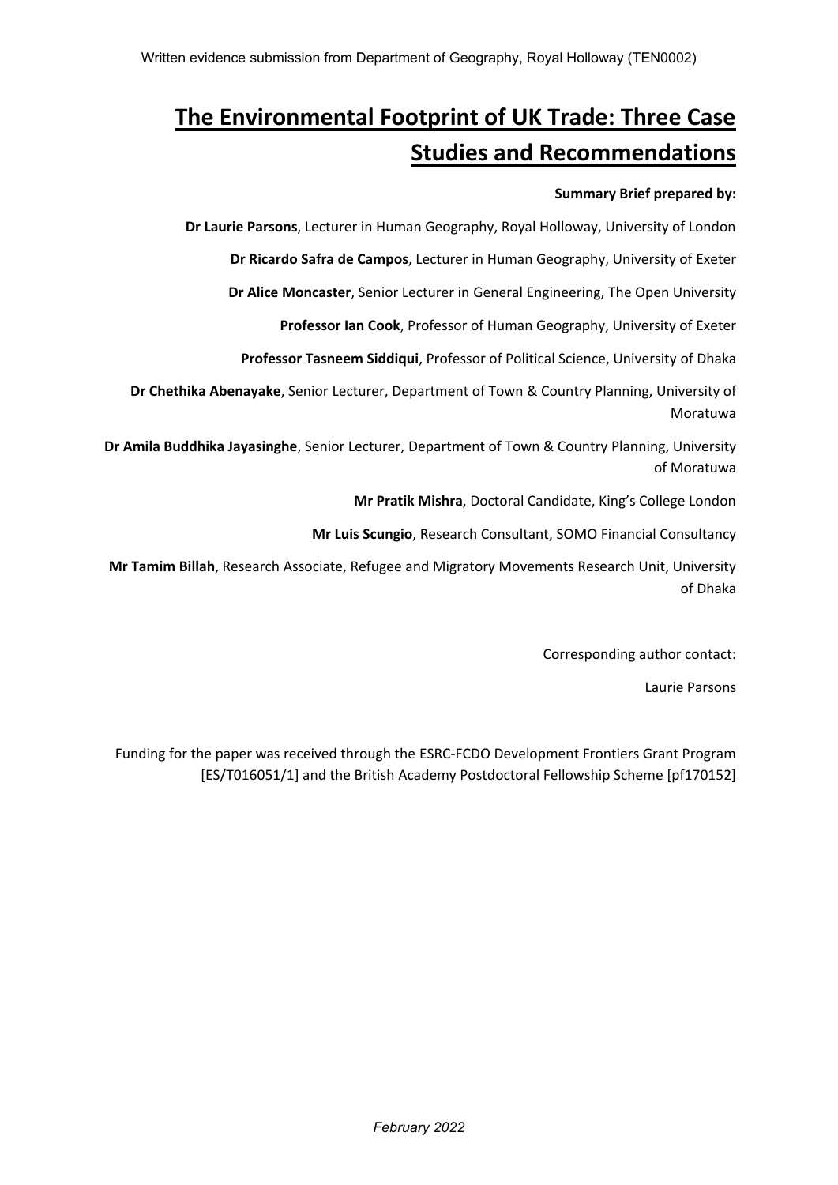Written evidence submission from Department of Geography, Royal Holloway (TEN0002)

# The Environmental Footprint of UK Trade: Three Case Studies and Recommendations

**Summary Brief prepared by:**

**Dr Laurie Parsons**, Lecturer in Human Geography, Royal Holloway, University of London

**Dr Ricardo Safra de Campos**, Lecturer in Human Geography, University of Exeter

**Dr Alice Moncaster**, Senior Lecturer in General Engineering, The Open University

**Professor Ian Cook**, Professor of Human Geography, University of Exeter

**Professor Tasneem Siddiqui**, Professor of Political Science, University of Dhaka

**Dr Chethika Abenayake**, Senior Lecturer, Department of Town & Country Planning, University of Moratuwa

**Dr Amila Buddhika Jayasinghe**, Senior Lecturer, Department of Town & Country Planning, University of Moratuwa

**Mr Pratik Mishra**, Doctoral Candidate, King's College London

**Mr Luis Scungio**, Research Consultant, SOMO Financial Consultancy

**Mr Tamim Billah**, Research Associate, Refugee and Migratory Movements Research Unit, University of Dhaka

Corresponding author contact:

Laurie Parsons

Funding for the paper was received through the ESRC-FCDO Development Frontiers Grant Program [ES/T016051/1] and the British Academy Postdoctoral Fellowship Scheme [pf170152]

*February 2022*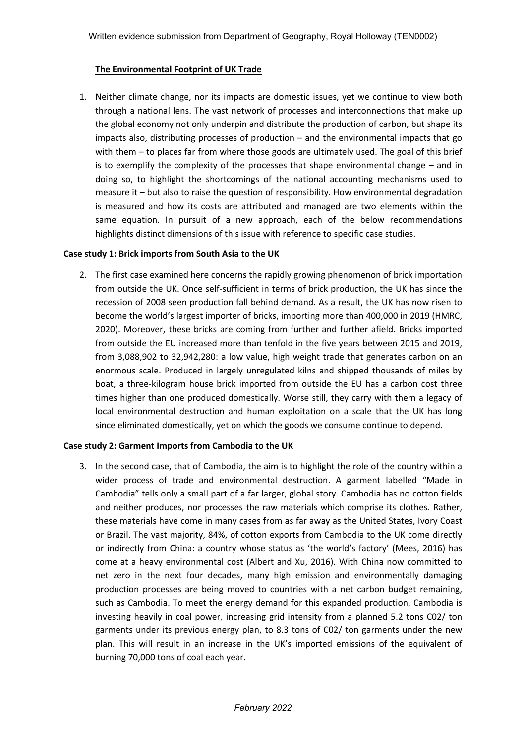Written evidence submission from Department of Geography, Royal Holloway (TEN0002)

## The Environmental Footprint of UK Trade

1. Neither climate change, nor its impacts are domestic issues, yet we continue to view both through a national lens. The vast network of processes and interconnections that make up the global economy not only underpin and distribute the production of carbon, but shape its impacts also, distributing processes of production – and the environmental impacts that go with them – to places far from where those goods are ultimately used. The goal of this brief is to exemplify the complexity of the processes that shape environmental change – and in doing so, to highlight the shortcomings of the national accounting mechanisms used to measure it – but also to raise the question of responsibility. How environmental degradation is measured and how its costs are attributed and managed are two elements within the same equation. In pursuit of a new approach, each of the below recommendations highlights distinct dimensions of this issue with reference to specific case studies.

### Case study 1: Brick imports from South Asia to the UK

2. The first case examined here concerns the rapidly growing phenomenon of brick importation from outside the UK. Once self-sufficient in terms of brick production, the UK has since the recession of 2008 seen production fall behind demand. As a result, the UK has now risen to become the world's largest importer of bricks, importing more than 400,000 in 2019 (HMRC, 2020). Moreover, these bricks are coming from further and further afield. Bricks imported from outside the EU increased more than tenfold in the five years between 2015 and 2019, from 3,088,902 to 32,942,280: a low value, high weight trade that generates carbon on an enormous scale. Produced in largely unregulated kilns and shipped thousands of miles by boat, a three-kilogram house brick imported from outside the EU has a carbon cost three times higher than one produced domestically. Worse still, they carry with them a legacy of local environmental destruction and human exploitation on a scale that the UK has long since eliminated domestically, yet on which the goods we consume continue to depend.

### Case study 2: Garment Imports from Cambodia to the UK

3. In the second case, that of Cambodia, the aim is to highlight the role of the country within a wider process of trade and environmental destruction. A garment labelled "Made in Cambodia" tells only a small part of a far larger, global story. Cambodia has no cotton fields and neither produces, nor processes the raw materials which comprise its clothes. Rather, these materials have come in many cases from as far away as the United States, Ivory Coast or Brazil. The vast majority, 84%, of cotton exports from Cambodia to the UK come directly or indirectly from China: a country whose status as 'the world's factory' (Mees, 2016) has come at a heavy environmental cost (Albert and Xu, 2016). With China now committed to net zero in the next four decades, many high emission and environmentally damaging production processes are being moved to countries with a net carbon budget remaining, such as Cambodia. To meet the energy demand for this expanded production, Cambodia is investing heavily in coal power, increasing grid intensity from a planned 5.2 tons C02/ ton garments under its previous energy plan, to 8.3 tons of C02/ ton garments under the new plan. This will result in an increase in the UK's imported emissions of the equivalent of burning 70,000 tons of coal each year.

*February 2022*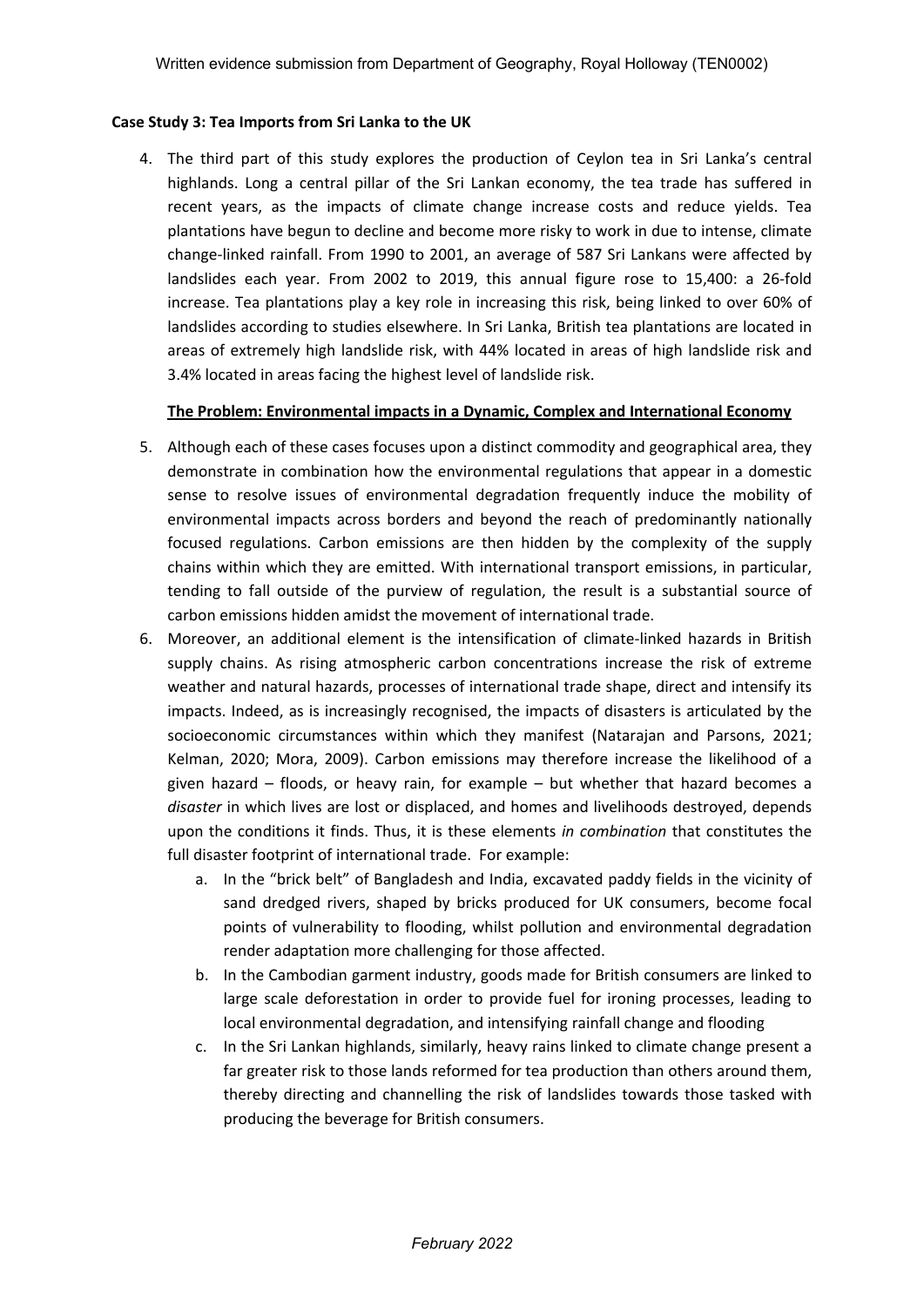**Case Study 3: Tea Imports from Sri Lanka to the UK**

4. The third part of this study explores the production of Ceylon tea in Sri Lanka's central highlands. Long a central pillar of the Sri Lankan economy, the tea trade has suffered in recent years, as the impacts of climate change increase costs and reduce yields. Tea plantations have begun to decline and become more risky to work in due to intense, climate change-linked rainfall. From 1990 to 2001, an average of 587 Sri Lankans were affected by landslides each year. From 2002 to 2019, this annual figure rose to 15,400: a 26-fold increase. Tea plantations play a key role in increasing this risk, being linked to over 60% of landslides according to studies elsewhere. In Sri Lanka, British tea plantations are located in areas of extremely high landslide risk, with 44% located in areas of high landslide risk and 3.4% located in areas facing the highest level of landslide risk.

**The Problem: Environmental impacts in a Dynamic, Complex and International Economy**

5. Although each of these cases focuses upon a distinct commodity and geographical area, they demonstrate in combination how the environmental regulations that appear in a domestic sense to resolve issues of environmental degradation frequently induce the mobility of environmental impacts across borders and beyond the reach of predominantly nationally focused regulations. Carbon emissions are then hidden by the complexity of the supply chains within which they are emitted. With international transport emissions, in particular, tending to fall outside of the purview of regulation, the result is a substantial source of carbon emissions hidden amidst the movement of international trade.
6. Moreover, an additional element is the intensification of climate-linked hazards in British supply chains. As rising atmospheric carbon concentrations increase the risk of extreme weather and natural hazards, processes of international trade shape, direct and intensify its impacts. Indeed, as is increasingly recognised, the impacts of disasters is articulated by the socioeconomic circumstances within which they manifest (Natarajan and Parsons, 2021; Kelman, 2020; Mora, 2009). Carbon emissions may therefore increase the likelihood of a given hazard – floods, or heavy rain, for example – but whether that hazard becomes a *disaster* in which lives are lost or displaced, and homes and livelihoods destroyed, depends upon the conditions it finds. Thus, it is these elements *in combination* that constitutes the full disaster footprint of international trade. For example:
    a. In the "brick belt" of Bangladesh and India, excavated paddy fields in the vicinity of sand dredged rivers, shaped by bricks produced for UK consumers, become focal points of vulnerability to flooding, whilst pollution and environmental degradation render adaptation more challenging for those affected.
    b. In the Cambodian garment industry, goods made for British consumers are linked to large scale deforestation in order to provide fuel for ironing processes, leading to local environmental degradation, and intensifying rainfall change and flooding
    c. In the Sri Lankan highlands, similarly, heavy rains linked to climate change present a far greater risk to those lands reformed for tea production than others around them, thereby directing and channelling the risk of landslides towards those tasked with producing the beverage for British consumers.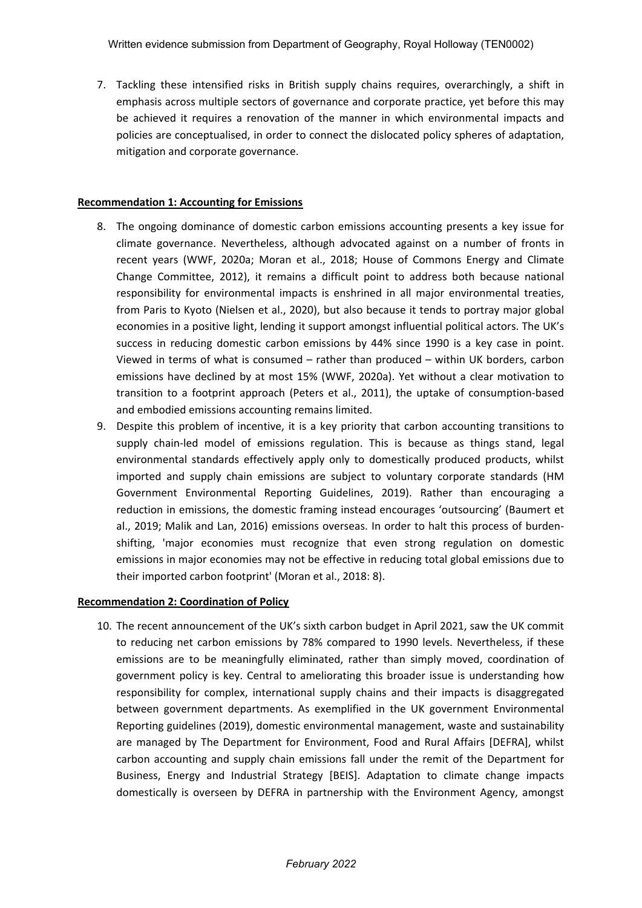7. Tackling these intensified risks in British supply chains requires, overarchingly, a shift in emphasis across multiple sectors of governance and corporate practice, yet before this may be achieved it requires a renovation of the manner in which environmental impacts and policies are conceptualised, in order to connect the dislocated policy spheres of adaptation, mitigation and corporate governance.

**Recommendation 1: Accounting for Emissions**

8. The ongoing dominance of domestic carbon emissions accounting presents a key issue for climate governance. Nevertheless, although advocated against on a number of fronts in recent years (WWF, 2020a; Moran et al., 2018; House of Commons Energy and Climate Change Committee, 2012), it remains a difficult point to address both because national responsibility for environmental impacts is enshrined in all major environmental treaties, from Paris to Kyoto (Nielsen et al., 2020), but also because it tends to portray major global economies in a positive light, lending it support amongst influential political actors. The UK's success in reducing domestic carbon emissions by 44% since 1990 is a key case in point. Viewed in terms of what is consumed – rather than produced – within UK borders, carbon emissions have declined by at most 15% (WWF, 2020a). Yet without a clear motivation to transition to a footprint approach (Peters et al., 2011), the uptake of consumption-based and embodied emissions accounting remains limited.
9. Despite this problem of incentive, it is a key priority that carbon accounting transitions to supply chain-led model of emissions regulation. This is because as things stand, legal environmental standards effectively apply only to domestically produced products, whilst imported and supply chain emissions are subject to voluntary corporate standards (HM Government Environmental Reporting Guidelines, 2019). Rather than encouraging a reduction in emissions, the domestic framing instead encourages 'outsourcing' (Baumert et al., 2019; Malik and Lan, 2016) emissions overseas. In order to halt this process of burden-shifting, 'major economies must recognize that even strong regulation on domestic emissions in major economies may not be effective in reducing total global emissions due to their imported carbon footprint' (Moran et al., 2018: 8).

**Recommendation 2: Coordination of Policy**

10. The recent announcement of the UK's sixth carbon budget in April 2021, saw the UK commit to reducing net carbon emissions by 78% compared to 1990 levels. Nevertheless, if these emissions are to be meaningfully eliminated, rather than simply moved, coordination of government policy is key. Central to ameliorating this broader issue is understanding how responsibility for complex, international supply chains and their impacts is disaggregated between government departments. As exemplified in the UK government Environmental Reporting guidelines (2019), domestic environmental management, waste and sustainability are managed by The Department for Environment, Food and Rural Affairs [DEFRA], whilst carbon accounting and supply chain emissions fall under the remit of the Department for Business, Energy and Industrial Strategy [BEIS]. Adaptation to climate change impacts domestically is overseen by DEFRA in partnership with the Environment Agency, amongst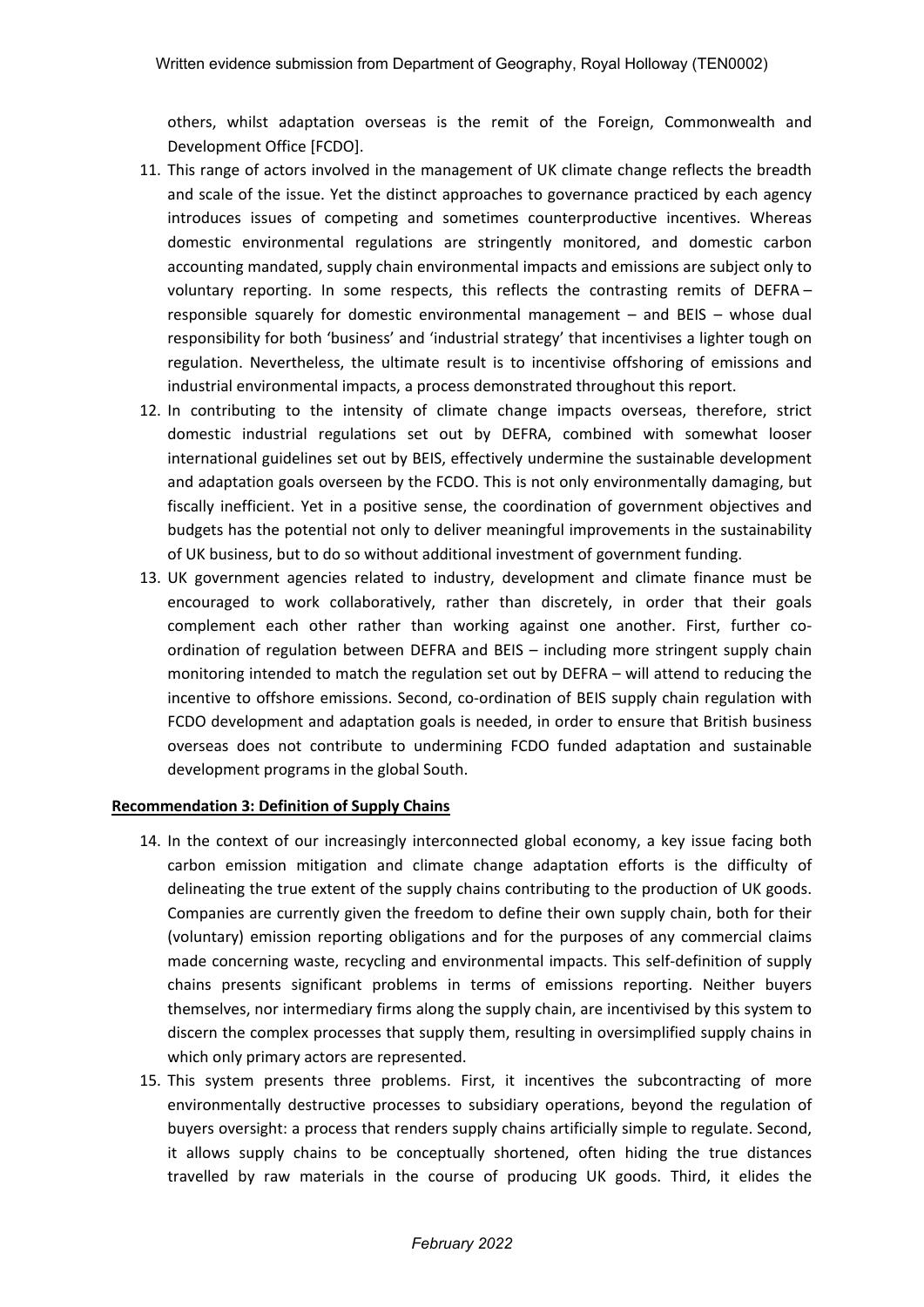others, whilst adaptation overseas is the remit of the Foreign, Commonwealth and Development Office [FCDO].

11. This range of actors involved in the management of UK climate change reflects the breadth and scale of the issue. Yet the distinct approaches to governance practiced by each agency introduces issues of competing and sometimes counterproductive incentives. Whereas domestic environmental regulations are stringently monitored, and domestic carbon accounting mandated, supply chain environmental impacts and emissions are subject only to voluntary reporting. In some respects, this reflects the contrasting remits of DEFRA – responsible squarely for domestic environmental management – and BEIS – whose dual responsibility for both 'business' and 'industrial strategy' that incentivises a lighter tough on regulation. Nevertheless, the ultimate result is to incentivise offshoring of emissions and industrial environmental impacts, a process demonstrated throughout this report.
12. In contributing to the intensity of climate change impacts overseas, therefore, strict domestic industrial regulations set out by DEFRA, combined with somewhat looser international guidelines set out by BEIS, effectively undermine the sustainable development and adaptation goals overseen by the FCDO. This is not only environmentally damaging, but fiscally inefficient. Yet in a positive sense, the coordination of government objectives and budgets has the potential not only to deliver meaningful improvements in the sustainability of UK business, but to do so without additional investment of government funding.
13. UK government agencies related to industry, development and climate finance must be encouraged to work collaboratively, rather than discretely, in order that their goals complement each other rather than working against one another. First, further co-ordination of regulation between DEFRA and BEIS – including more stringent supply chain monitoring intended to match the regulation set out by DEFRA – will attend to reducing the incentive to offshore emissions. Second, co-ordination of BEIS supply chain regulation with FCDO development and adaptation goals is needed, in order to ensure that British business overseas does not contribute to undermining FCDO funded adaptation and sustainable development programs in the global South.

**Recommendation 3: Definition of Supply Chains**

14. In the context of our increasingly interconnected global economy, a key issue facing both carbon emission mitigation and climate change adaptation efforts is the difficulty of delineating the true extent of the supply chains contributing to the production of UK goods. Companies are currently given the freedom to define their own supply chain, both for their (voluntary) emission reporting obligations and for the purposes of any commercial claims made concerning waste, recycling and environmental impacts. This self-definition of supply chains presents significant problems in terms of emissions reporting. Neither buyers themselves, nor intermediary firms along the supply chain, are incentivised by this system to discern the complex processes that supply them, resulting in oversimplified supply chains in which only primary actors are represented.
15. This system presents three problems. First, it incentives the subcontracting of more environmentally destructive processes to subsidiary operations, beyond the regulation of buyers oversight: a process that renders supply chains artificially simple to regulate. Second, it allows supply chains to be conceptually shortened, often hiding the true distances travelled by raw materials in the course of producing UK goods. Third, it elides the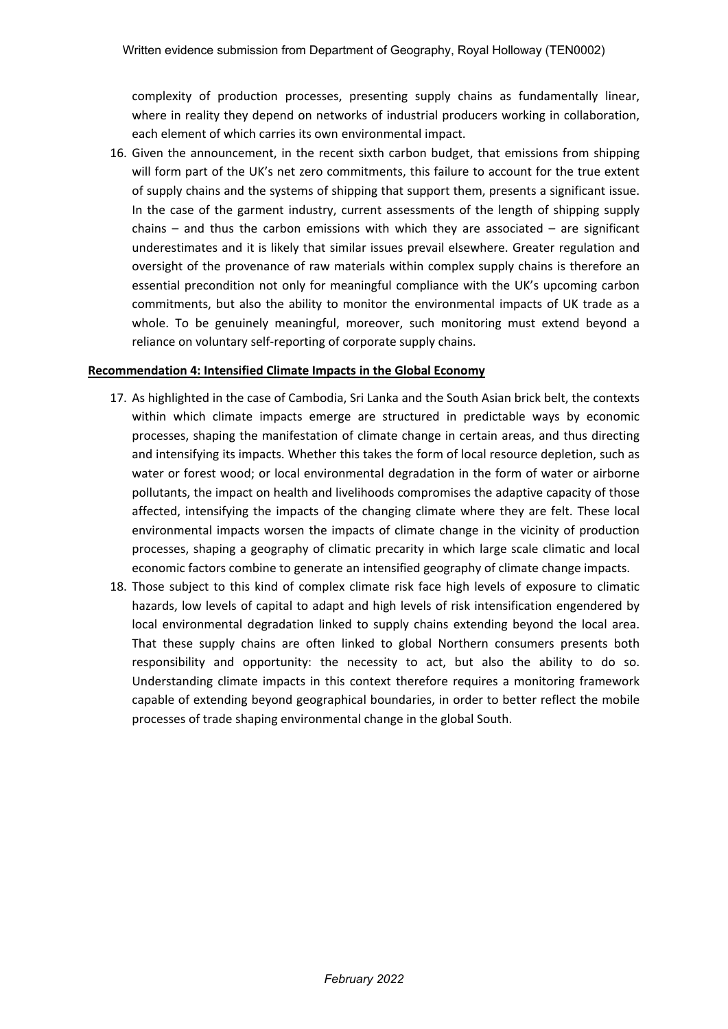complexity of production processes, presenting supply chains as fundamentally linear, where in reality they depend on networks of industrial producers working in collaboration, each element of which carries its own environmental impact.

16. Given the announcement, in the recent sixth carbon budget, that emissions from shipping will form part of the UK's net zero commitments, this failure to account for the true extent of supply chains and the systems of shipping that support them, presents a significant issue. In the case of the garment industry, current assessments of the length of shipping supply chains – and thus the carbon emissions with which they are associated – are significant underestimates and it is likely that similar issues prevail elsewhere. Greater regulation and oversight of the provenance of raw materials within complex supply chains is therefore an essential precondition not only for meaningful compliance with the UK's upcoming carbon commitments, but also the ability to monitor the environmental impacts of UK trade as a whole. To be genuinely meaningful, moreover, such monitoring must extend beyond a reliance on voluntary self-reporting of corporate supply chains.

**Recommendation 4: Intensified Climate Impacts in the Global Economy**

17. As highlighted in the case of Cambodia, Sri Lanka and the South Asian brick belt, the contexts within which climate impacts emerge are structured in predictable ways by economic processes, shaping the manifestation of climate change in certain areas, and thus directing and intensifying its impacts. Whether this takes the form of local resource depletion, such as water or forest wood; or local environmental degradation in the form of water or airborne pollutants, the impact on health and livelihoods compromises the adaptive capacity of those affected, intensifying the impacts of the changing climate where they are felt. These local environmental impacts worsen the impacts of climate change in the vicinity of production processes, shaping a geography of climatic precarity in which large scale climatic and local economic factors combine to generate an intensified geography of climate change impacts.
18. Those subject to this kind of complex climate risk face high levels of exposure to climatic hazards, low levels of capital to adapt and high levels of risk intensification engendered by local environmental degradation linked to supply chains extending beyond the local area. That these supply chains are often linked to global Northern consumers presents both responsibility and opportunity: the necessity to act, but also the ability to do so. Understanding climate impacts in this context therefore requires a monitoring framework capable of extending beyond geographical boundaries, in order to better reflect the mobile processes of trade shaping environmental change in the global South.

*February 2022*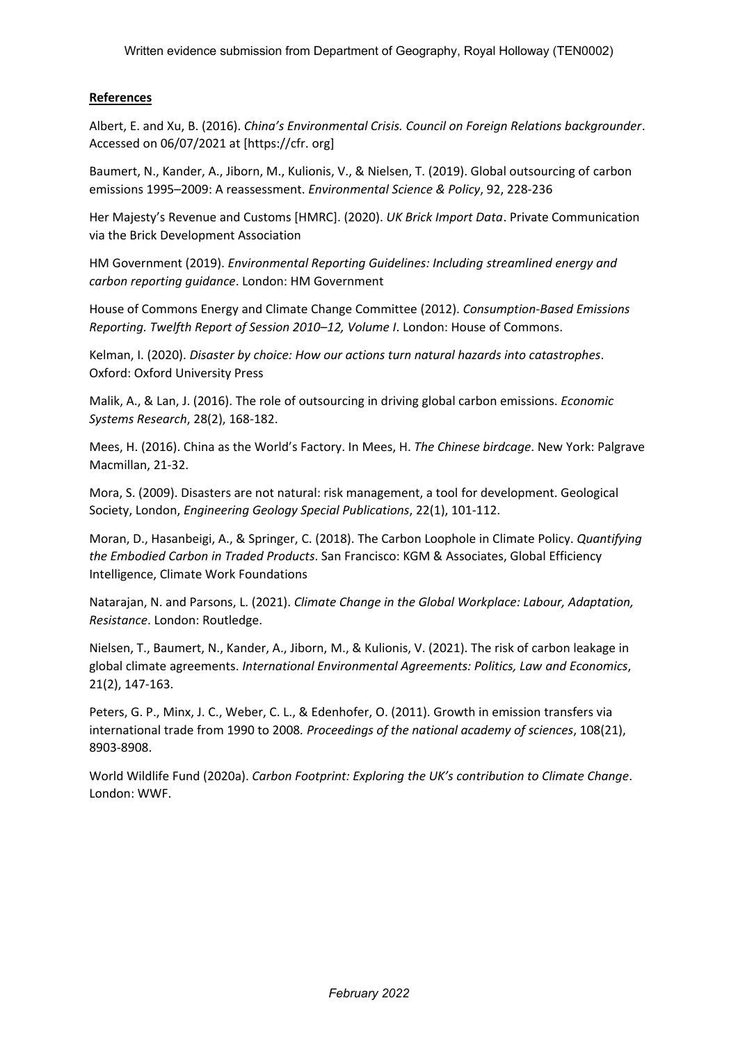**References**

Albert, E. and Xu, B. (2016). *China's Environmental Crisis. Council on Foreign Relations backgrounder*. Accessed on 06/07/2021 at [https://cfr. org]

Baumert, N., Kander, A., Jiborn, M., Kulionis, V., & Nielsen, T. (2019). Global outsourcing of carbon emissions 1995–2009: A reassessment. *Environmental Science & Policy*, 92, 228-236

Her Majesty's Revenue and Customs [HMRC]. (2020). *UK Brick Import Data*. Private Communication via the Brick Development Association

HM Government (2019). *Environmental Reporting Guidelines: Including streamlined energy and carbon reporting guidance*. London: HM Government

House of Commons Energy and Climate Change Committee (2012). *Consumption-Based Emissions Reporting. Twelfth Report of Session 2010–12, Volume I*. London: House of Commons.

Kelman, I. (2020). *Disaster by choice: How our actions turn natural hazards into catastrophes*. Oxford: Oxford University Press

Malik, A., & Lan, J. (2016). The role of outsourcing in driving global carbon emissions. *Economic Systems Research*, 28(2), 168-182.

Mees, H. (2016). China as the World's Factory. In Mees, H. *The Chinese birdcage*. New York: Palgrave Macmillan, 21-32.

Mora, S. (2009). Disasters are not natural: risk management, a tool for development. Geological Society, London, *Engineering Geology Special Publications*, 22(1), 101-112.

Moran, D., Hasanbeigi, A., & Springer, C. (2018). The Carbon Loophole in Climate Policy. *Quantifying the Embodied Carbon in Traded Products*. San Francisco: KGM & Associates, Global Efficiency Intelligence, Climate Work Foundations

Natarajan, N. and Parsons, L. (2021). *Climate Change in the Global Workplace: Labour, Adaptation, Resistance*. London: Routledge.

Nielsen, T., Baumert, N., Kander, A., Jiborn, M., & Kulionis, V. (2021). The risk of carbon leakage in global climate agreements. *International Environmental Agreements: Politics, Law and Economics*, 21(2), 147-163.

Peters, G. P., Minx, J. C., Weber, C. L., & Edenhofer, O. (2011). Growth in emission transfers via international trade from 1990 to 2008. *Proceedings of the national academy of sciences*, 108(21), 8903-8908.

World Wildlife Fund (2020a). *Carbon Footprint: Exploring the UK's contribution to Climate Change*. London: WWF.

*February 2022*